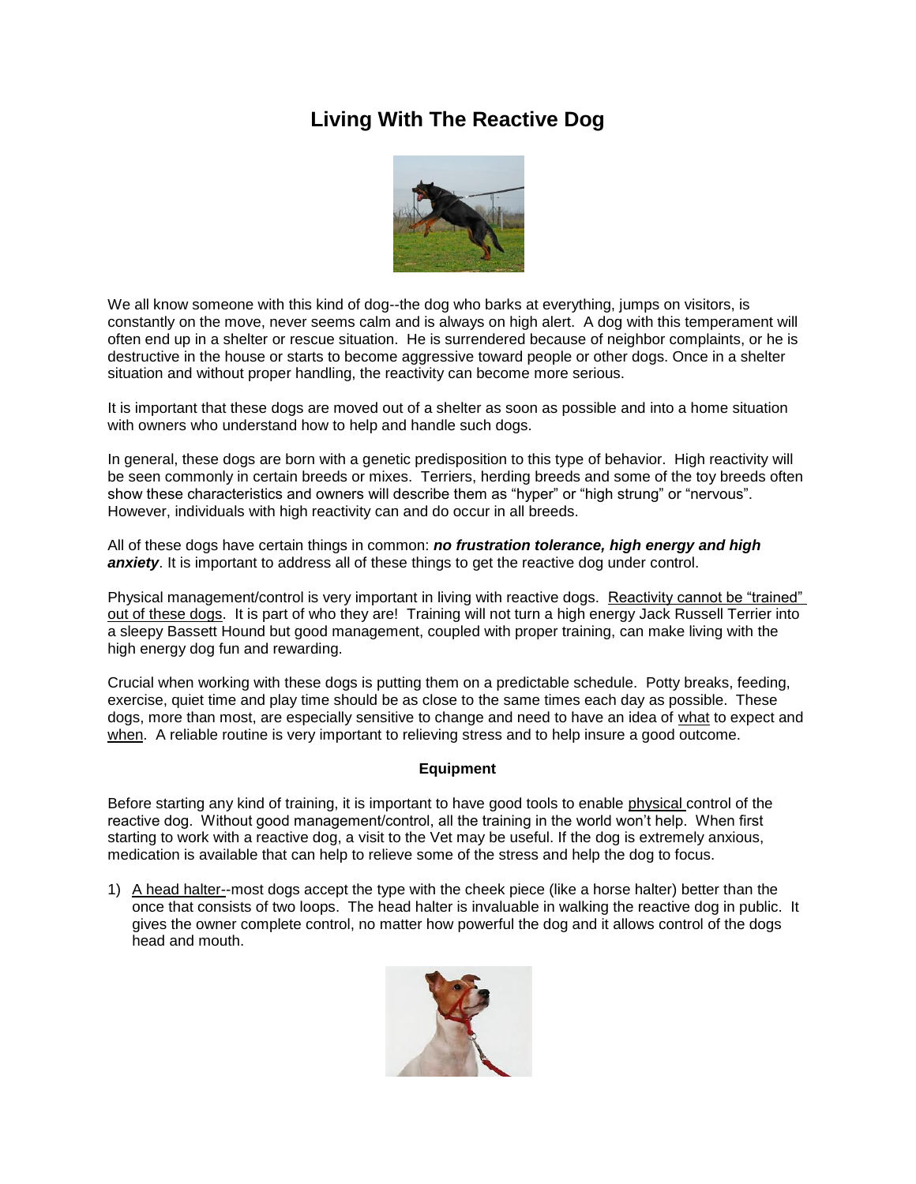# Living With The Reactive Dog

We all know someone with this kind of dog--the dog who barks at everything, jumps on visitors, is constantly on the move, never seems calm and is always on high alert. A dog with this temperament will often end up in a shelter or rescue situation. He is surrendered because of neighbor complaints, or he is destructive in the house or starts to become aggressive toward people or other dogs. Once in a shelter situation and without proper handling, the reactivity can become more serious.

It is important that these dogs are moved out of a shelter as soon as possible and into a home situation with owners who understand how to help and handle such dogs.

In general, these dogs are born with a genetic predisposition to this type of behavior. High reactivity will be seen commonly in certain breeds or mixes. Terriers, herding breeds and some of the toy breeds often show these characteristics and owners will describe them as "hyper" or "high strung" or "nervous". However, individuals with high reactivity can and do occur in all breeds.

All of these dogs have certain things in common: ***no frustration tolerance, high energy and high anxiety***. It is important to address all of these things to get the reactive dog under control.

Physical management/control is very important in living with reactive dogs. Reactivity cannot be "trained" out of these dogs. It is part of who they are! Training will not turn a high energy Jack Russell Terrier into a sleepy Bassett Hound but good management, coupled with proper training, can make living with the high energy dog fun and rewarding.

Crucial when working with these dogs is putting them on a predictable schedule. Potty breaks, feeding, exercise, quiet time and play time should be as close to the same times each day as possible. These dogs, more than most, are especially sensitive to change and need to have an idea of what to expect and when. A reliable routine is very important to relieving stress and to help insure a good outcome.

**Equipment**

Before starting any kind of training, it is important to have good tools to enable physical control of the reactive dog. Without good management/control, all the training in the world won't help. When first starting to work with a reactive dog, a visit to the Vet may be useful. If the dog is extremely anxious, medication is available that can help to relieve some of the stress and help the dog to focus.

1) A head halter--most dogs accept the type with the cheek piece (like a horse halter) better than the once that consists of two loops. The head halter is invaluable in walking the reactive dog in public. It gives the owner complete control, no matter how powerful the dog and it allows control of the dogs head and mouth.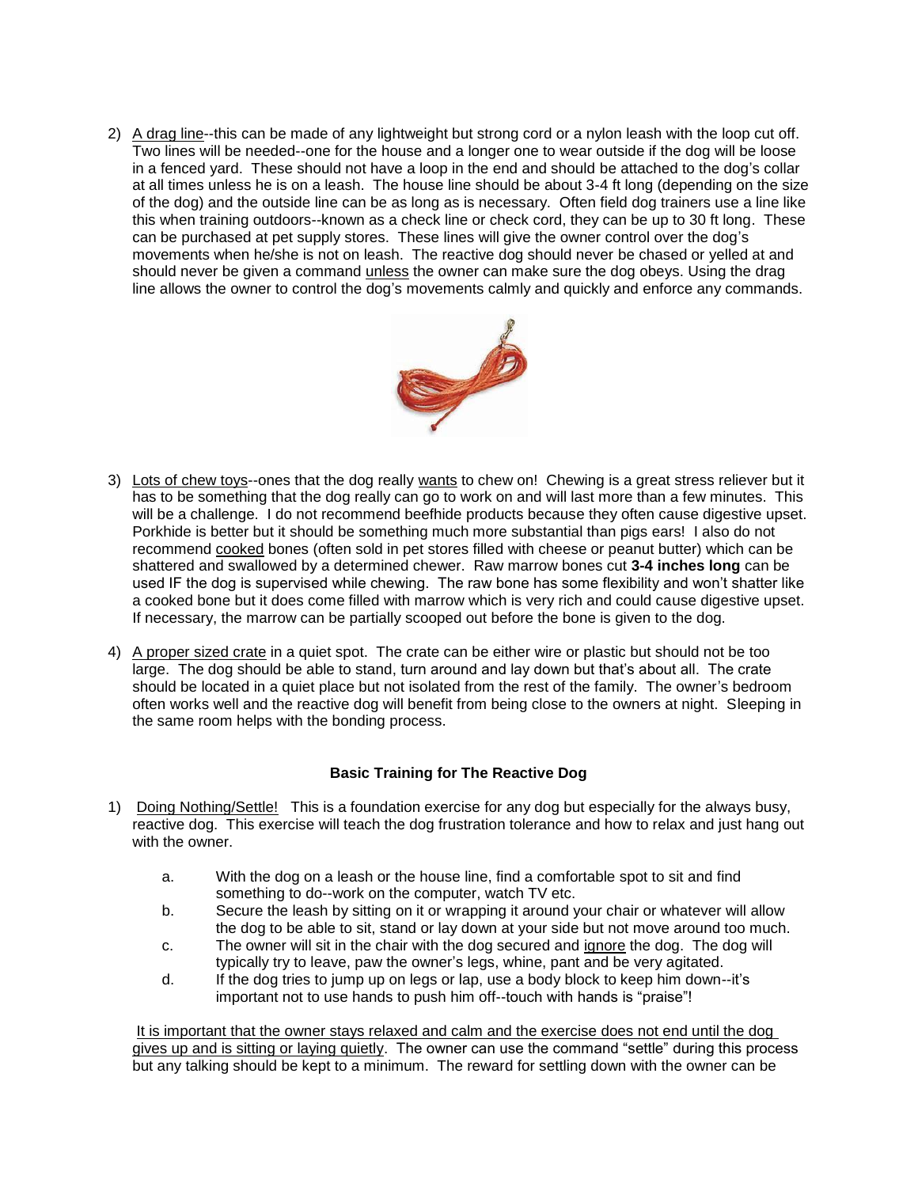2) A drag line--this can be made of any lightweight but strong cord or a nylon leash with the loop cut off. Two lines will be needed--one for the house and a longer one to wear outside if the dog will be loose in a fenced yard. These should not have a loop in the end and should be attached to the dog's collar at all times unless he is on a leash. The house line should be about 3-4 ft long (depending on the size of the dog) and the outside line can be as long as is necessary. Often field dog trainers use a line like this when training outdoors--known as a check line or check cord, they can be up to 30 ft long. These can be purchased at pet supply stores. These lines will give the owner control over the dog's movements when he/she is not on leash. The reactive dog should never be chased or yelled at and should never be given a command unless the owner can make sure the dog obeys. Using the drag line allows the owner to control the dog's movements calmly and quickly and enforce any commands.

3) Lots of chew toys--ones that the dog really wants to chew on! Chewing is a great stress reliever but it has to be something that the dog really can go to work on and will last more than a few minutes. This will be a challenge. I do not recommend beefhide products because they often cause digestive upset. Porkhide is better but it should be something much more substantial than pigs ears! I also do not recommend cooked bones (often sold in pet stores filled with cheese or peanut butter) which can be shattered and swallowed by a determined chewer. Raw marrow bones cut **3-4 inches long** can be used IF the dog is supervised while chewing. The raw bone has some flexibility and won't shatter like a cooked bone but it does come filled with marrow which is very rich and could cause digestive upset. If necessary, the marrow can be partially scooped out before the bone is given to the dog.

4) A proper sized crate in a quiet spot. The crate can be either wire or plastic but should not be too large. The dog should be able to stand, turn around and lay down but that's about all. The crate should be located in a quiet place but not isolated from the rest of the family. The owner's bedroom often works well and the reactive dog will benefit from being close to the owners at night. Sleeping in the same room helps with the bonding process.

**Basic Training for The Reactive Dog**

1) Doing Nothing/Settle! This is a foundation exercise for any dog but especially for the always busy, reactive dog. This exercise will teach the dog frustration tolerance and how to relax and just hang out with the owner.

   a. With the dog on a leash or the house line, find a comfortable spot to sit and find something to do--work on the computer, watch TV etc.
   b. Secure the leash by sitting on it or wrapping it around your chair or whatever will allow the dog to be able to sit, stand or lay down at your side but not move around too much.
   c. The owner will sit in the chair with the dog secured and ignore the dog. The dog will typically try to leave, paw the owner's legs, whine, pant and be very agitated.
   d. If the dog tries to jump up on legs or lap, use a body block to keep him down--it's important not to use hands to push him off--touch with hands is "praise"!

It is important that the owner stays relaxed and calm and the exercise does not end until the dog gives up and is sitting or laying quietly. The owner can use the command "settle" during this process but any talking should be kept to a minimum. The reward for settling down with the owner can be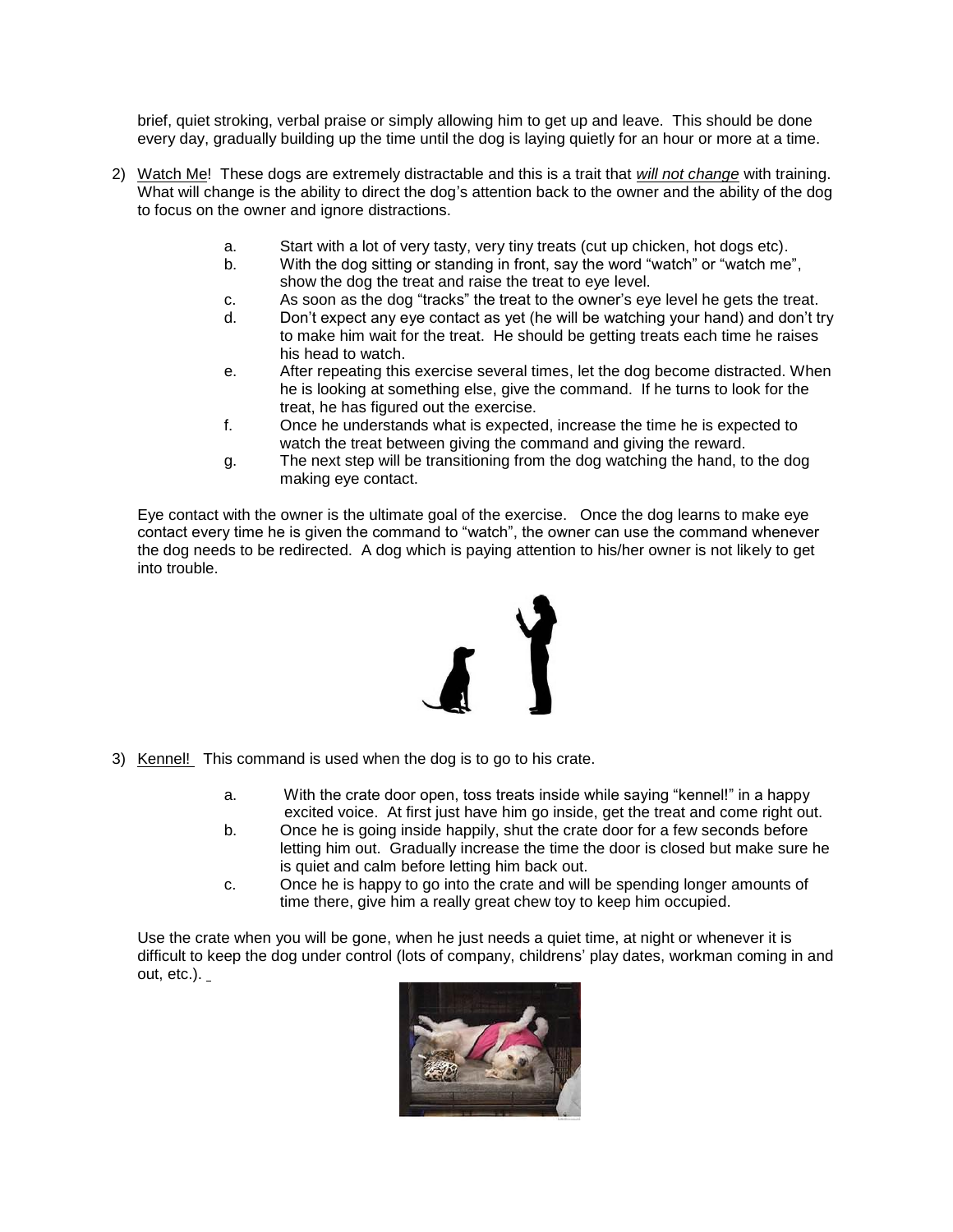brief, quiet stroking, verbal praise or simply allowing him to get up and leave. This should be done every day, gradually building up the time until the dog is laying quietly for an hour or more at a time.

2) <u>Watch Me</u>! These dogs are extremely distractable and this is a trait that ***will not change*** with training. What will change is the ability to direct the dog's attention back to the owner and the ability of the dog to focus on the owner and ignore distractions.

   a. Start with a lot of very tasty, very tiny treats (cut up chicken, hot dogs etc).
   b. With the dog sitting or standing in front, say the word "watch" or "watch me", show the dog the treat and raise the treat to eye level.
   c. As soon as the dog "tracks" the treat to the owner's eye level he gets the treat.
   d. Don't expect any eye contact as yet (he will be watching your hand) and don't try to make him wait for the treat. He should be getting treats each time he raises his head to watch.
   e. After repeating this exercise several times, let the dog become distracted. When he is looking at something else, give the command. If he turns to look for the treat, he has figured out the exercise.
   f. Once he understands what is expected, increase the time he is expected to watch the treat between giving the command and giving the reward.
   g. The next step will be transitioning from the dog watching the hand, to the dog making eye contact.

   Eye contact with the owner is the ultimate goal of the exercise. Once the dog learns to make eye contact every time he is given the command to "watch", the owner can use the command whenever the dog needs to be redirected. A dog which is paying attention to his/her owner is not likely to get into trouble.

3) <u>Kennel!</u> This command is used when the dog is to go to his crate.

   a. With the crate door open, toss treats inside while saying "kennel!" in a happy excited voice. At first just have him go inside, get the treat and come right out.
   b. Once he is going inside happily, shut the crate door for a few seconds before letting him out. Gradually increase the time the door is closed but make sure he is quiet and calm before letting him back out.
   c. Once he is happy to go into the crate and will be spending longer amounts of time there, give him a really great chew toy to keep him occupied.

   Use the crate when you will be gone, when he just needs a quiet time, at night or whenever it is difficult to keep the dog under control (lots of company, childrens' play dates, workman coming in and out, etc.).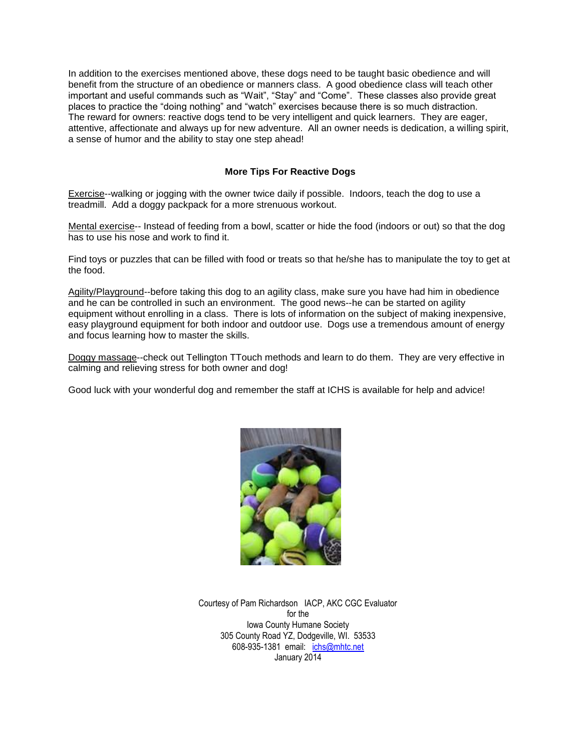In addition to the exercises mentioned above, these dogs need to be taught basic obedience and will benefit from the structure of an obedience or manners class. A good obedience class will teach other important and useful commands such as "Wait", "Stay" and "Come". These classes also provide great places to practice the "doing nothing" and "watch" exercises because there is so much distraction. The reward for owners: reactive dogs tend to be very intelligent and quick learners. They are eager, attentive, affectionate and always up for new adventure. All an owner needs is dedication, a willing spirit, a sense of humor and the ability to stay one step ahead!

**More Tips For Reactive Dogs**

Exercise--walking or jogging with the owner twice daily if possible. Indoors, teach the dog to use a treadmill. Add a doggy packpack for a more strenuous workout.

Mental exercise-- Instead of feeding from a bowl, scatter or hide the food (indoors or out) so that the dog has to use his nose and work to find it.

Find toys or puzzles that can be filled with food or treats so that he/she has to manipulate the toy to get at the food.

Agility/Playground--before taking this dog to an agility class, make sure you have had him in obedience and he can be controlled in such an environment. The good news--he can be started on agility equipment without enrolling in a class. There is lots of information on the subject of making inexpensive, easy playground equipment for both indoor and outdoor use. Dogs use a tremendous amount of energy and focus learning how to master the skills.

Doggy massage--check out Tellington TTouch methods and learn to do them. They are very effective in calming and relieving stress for both owner and dog!

Good luck with your wonderful dog and remember the staff at ICHS is available for help and advice!

Courtesy of Pam Richardson IACP, AKC CGC Evaluator
for the
Iowa County Humane Society
305 County Road YZ, Dodgeville, WI. 53533
608-935-1381 email: ichs@mhtc.net
January 2014